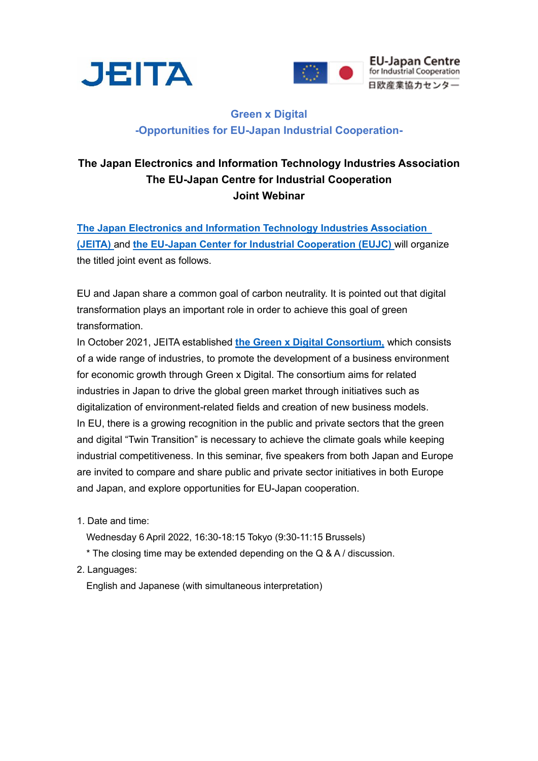JEITA

EU-Japan Centre for Industrial Cooperation
日欧産業協力センター

## Green x Digital
## -Opportunities for EU-Japan Industrial Cooperation-

**The Japan Electronics and Information Technology Industries Association**
**The EU-Japan Centre for Industrial Cooperation**
**Joint Webinar**

**The Japan Electronics and Information Technology Industries Association (JEITA)** and **the EU-Japan Center for Industrial Cooperation (EUJC)** will organize the titled joint event as follows.

EU and Japan share a common goal of carbon neutrality. It is pointed out that digital transformation plays an important role in order to achieve this goal of green transformation.
In October 2021, JEITA established **the Green x Digital Consortium,** which consists of a wide range of industries, to promote the development of a business environment for economic growth through Green x Digital. The consortium aims for related industries in Japan to drive the global green market through initiatives such as digitalization of environment-related fields and creation of new business models.
In EU, there is a growing recognition in the public and private sectors that the green and digital "Twin Transition" is necessary to achieve the climate goals while keeping industrial competitiveness. In this seminar, five speakers from both Japan and Europe are invited to compare and share public and private sector initiatives in both Europe and Japan, and explore opportunities for EU-Japan cooperation.

1. Date and time:
   Wednesday 6 April 2022, 16:30-18:15 Tokyo (9:30-11:15 Brussels)
   * The closing time may be extended depending on the Q & A / discussion.
2. Languages:
   English and Japanese (with simultaneous interpretation)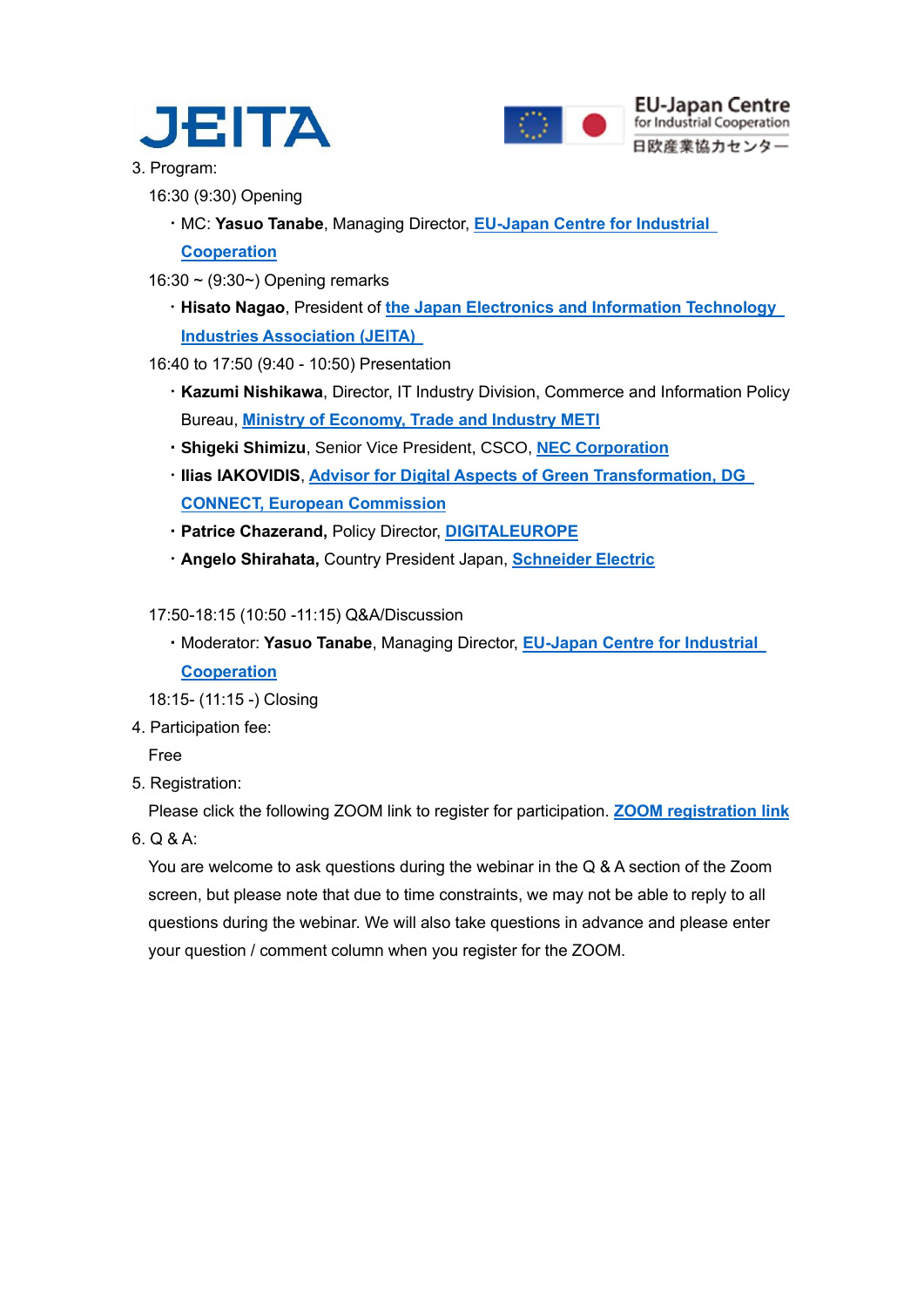3. Program:

16:30 (9:30) Opening

- MC: **Yasuo Tanabe**, Managing Director, EU-Japan Centre for Industrial Cooperation

16:30 ~ (9:30~) Opening remarks

- **Hisato Nagao**, President of the Japan Electronics and Information Technology Industries Association (JEITA)

16:40 to 17:50 (9:40 - 10:50) Presentation

- **Kazumi Nishikawa**, Director, IT Industry Division, Commerce and Information Policy Bureau, Ministry of Economy, Trade and Industry METI
- **Shigeki Shimizu**, Senior Vice President, CSCO, NEC Corporation
- **Ilias IAKOVIDIS**, Advisor for Digital Aspects of Green Transformation, DG CONNECT, European Commission
- **Patrice Chazerand,** Policy Director, DIGITALEUROPE
- **Angelo Shirahata,** Country President Japan, Schneider Electric

17:50-18:15 (10:50 -11:15) Q&A/Discussion

- Moderator: **Yasuo Tanabe**, Managing Director, EU-Japan Centre for Industrial Cooperation

18:15- (11:15 -) Closing

4. Participation fee:

Free

5. Registration:

Please click the following ZOOM link to register for participation. ZOOM registration link

6. Q & A:

You are welcome to ask questions during the webinar in the Q & A section of the Zoom screen, but please note that due to time constraints, we may not be able to reply to all questions during the webinar. We will also take questions in advance and please enter your question / comment column when you register for the ZOOM.